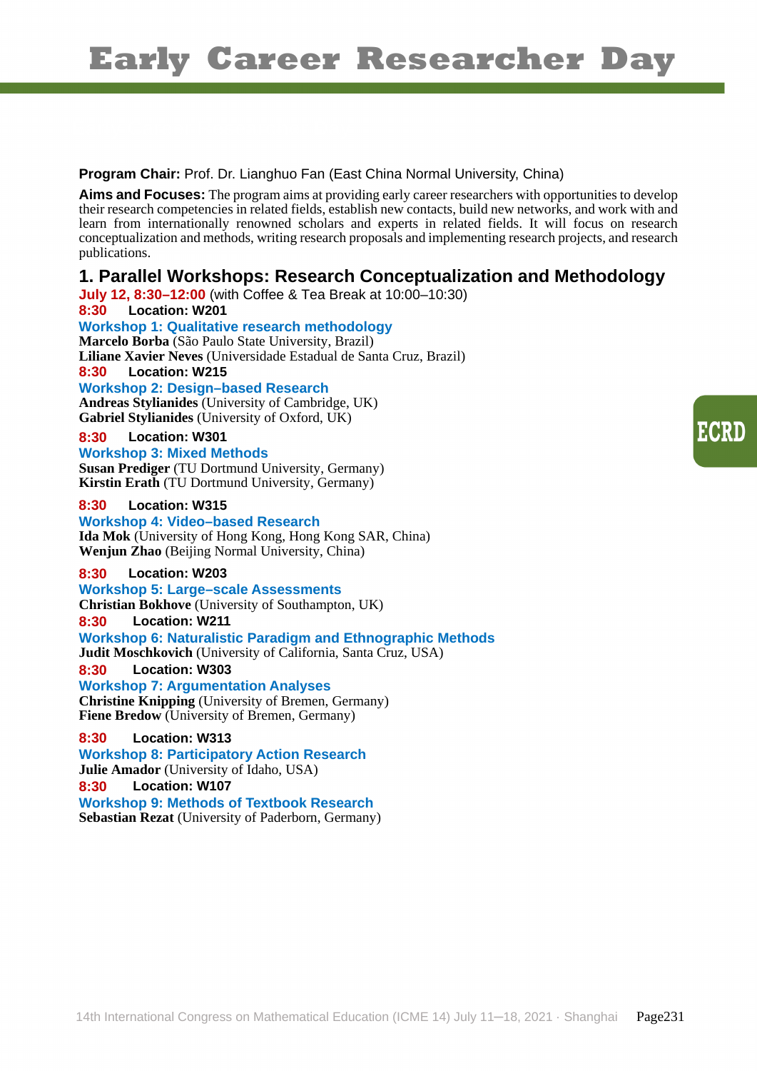# Early Career Researcher Day

**Program Chair:** Prof. Dr. Lianghuo Fan (East China Normal University, China)

**Aims and Focuses:** The program aims at providing early career researchers with opportunities to develop their research competencies in related fields, establish new contacts, build new networks, and work with and learn from internationally renowned scholars and experts in related fields. It will focus on research conceptualization and methods, writing research proposals and implementing research projects, and research publications.

## 1. Parallel Workshops: Research Conceptualization and Methodology

**July 12, 8:30–12:00** (with Coffee & Tea Break at 10:00–10:30)

**8:30 Location: W201**

**Workshop 1: Qualitative research methodology**

**Marcelo Borba** (São Paulo State University, Brazil)
**Liliane Xavier Neves** (Universidade Estadual de Santa Cruz, Brazil)

**8:30 Location: W215**

**Workshop 2: Design–based Research**

**Andreas Stylianides** (University of Cambridge, UK)
**Gabriel Stylianides** (University of Oxford, UK)

**8:30 Location: W301**

**Workshop 3: Mixed Methods**

**Susan Prediger** (TU Dortmund University, Germany)
**Kirstin Erath** (TU Dortmund University, Germany)

**8:30 Location: W315**

**Workshop 4: Video–based Research**

**Ida Mok** (University of Hong Kong, Hong Kong SAR, China)
**Wenjun Zhao** (Beijing Normal University, China)

**8:30 Location: W203**

**Workshop 5: Large–scale Assessments**

**Christian Bokhove** (University of Southampton, UK)

**8:30 Location: W211**

**Workshop 6: Naturalistic Paradigm and Ethnographic Methods**

**Judit Moschkovich** (University of California, Santa Cruz, USA)

**8:30 Location: W303**

**Workshop 7: Argumentation Analyses**

**Christine Knipping** (University of Bremen, Germany)
**Fiene Bredow** (University of Bremen, Germany)

**8:30 Location: W313**

**Workshop 8: Participatory Action Research**

**Julie Amador** (University of Idaho, USA)

**8:30 Location: W107**

**Workshop 9: Methods of Textbook Research**

**Sebastian Rezat** (University of Paderborn, Germany)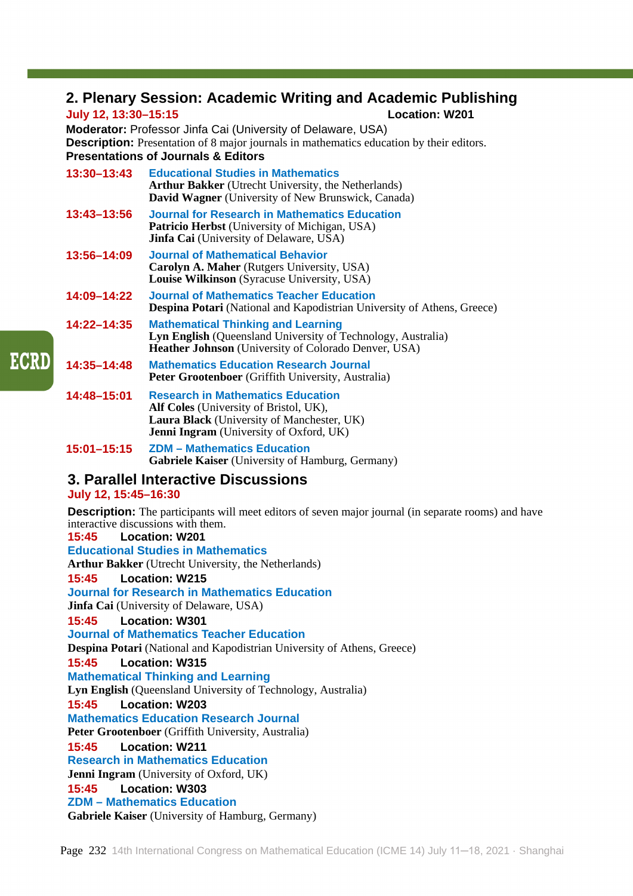## 2. Plenary Session: Academic Writing and Academic Publishing

**July 12, 13:30–15:15** **Location: W201**

**Moderator:** Professor Jinfa Cai (University of Delaware, USA)

**Description:** Presentation of 8 major journals in mathematics education by their editors.

**Presentations of Journals & Editors**

**13:30–13:43** **Educational Studies in Mathematics**
**Arthur Bakker** (Utrecht University, the Netherlands)
**David Wagner** (University of New Brunswick, Canada)

**13:43–13:56** **Journal for Research in Mathematics Education**
**Patricio Herbst** (University of Michigan, USA)
**Jinfa Cai** (University of Delaware, USA)

**13:56–14:09** **Journal of Mathematical Behavior**
**Carolyn A. Maher** (Rutgers University, USA)
**Louise Wilkinson** (Syracuse University, USA)

**14:09–14:22** **Journal of Mathematics Teacher Education**
**Despina Potari** (National and Kapodistrian University of Athens, Greece)

**14:22–14:35** **Mathematical Thinking and Learning**
**Lyn English** (Queensland University of Technology, Australia)
**Heather Johnson** (University of Colorado Denver, USA)

**14:35–14:48** **Mathematics Education Research Journal**
**Peter Grootenboer** (Griffith University, Australia)

**14:48–15:01** **Research in Mathematics Education**
**Alf Coles** (University of Bristol, UK),
**Laura Black** (University of Manchester, UK)
**Jenni Ingram** (University of Oxford, UK)

**15:01–15:15** **ZDM – Mathematics Education**
**Gabriele Kaiser** (University of Hamburg, Germany)

## 3. Parallel Interactive Discussions

**July 12, 15:45–16:30**

**Description:** The participants will meet editors of seven major journal (in separate rooms) and have interactive discussions with them.

**15:45** **Location: W201**
**Educational Studies in Mathematics**
**Arthur Bakker** (Utrecht University, the Netherlands)

**15:45** **Location: W215**
**Journal for Research in Mathematics Education**
**Jinfa Cai** (University of Delaware, USA)

**15:45** **Location: W301**
**Journal of Mathematics Teacher Education**
**Despina Potari** (National and Kapodistrian University of Athens, Greece)

**15:45** **Location: W315**
**Mathematical Thinking and Learning**
**Lyn English** (Queensland University of Technology, Australia)

**15:45** **Location: W203**
**Mathematics Education Research Journal**
**Peter Grootenboer** (Griffith University, Australia)

**15:45** **Location: W211**
**Research in Mathematics Education**
**Jenni Ingram** (University of Oxford, UK)

**15:45** **Location: W303**
**ZDM – Mathematics Education**
**Gabriele Kaiser** (University of Hamburg, Germany)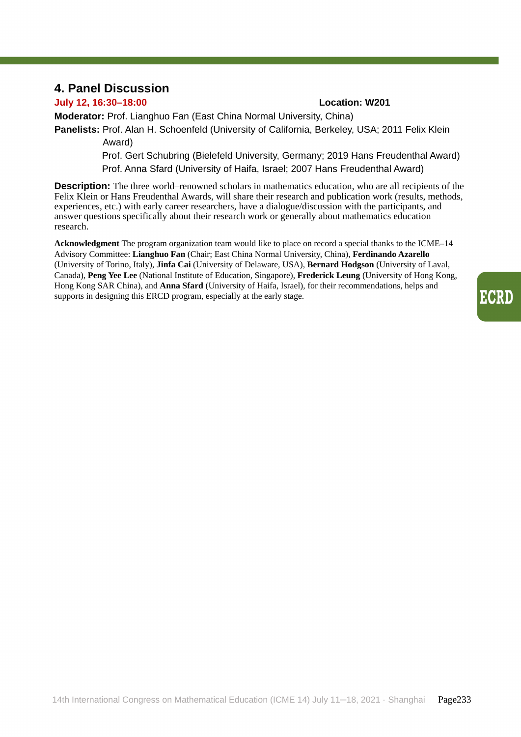## 4. Panel Discussion

**July 12, 16:30–18:00** **Location: W201**

**Moderator:** Prof. Lianghuo Fan (East China Normal University, China)

**Panelists:** Prof. Alan H. Schoenfeld (University of California, Berkeley, USA; 2011 Felix Klein Award)

Prof. Gert Schubring (Bielefeld University, Germany; 2019 Hans Freudenthal Award)

Prof. Anna Sfard (University of Haifa, Israel; 2007 Hans Freudenthal Award)

**Description:** The three world–renowned scholars in mathematics education, who are all recipients of the Felix Klein or Hans Freudenthal Awards, will share their research and publication work (results, methods, experiences, etc.) with early career researchers, have a dialogue/discussion with the participants, and answer questions specifically about their research work or generally about mathematics education research.

**Acknowledgment** The program organization team would like to place on record a special thanks to the ICME–14 Advisory Committee: **Lianghuo Fan** (Chair; East China Normal University, China), **Ferdinando Azarello** (University of Torino, Italy), **Jinfa Cai** (University of Delaware, USA), **Bernard Hodgson** (University of Laval, Canada), **Peng Yee Lee** (National Institute of Education, Singapore), **Frederick Leung** (University of Hong Kong, Hong Kong SAR China), and **Anna Sfard** (University of Haifa, Israel), for their recommendations, helps and supports in designing this ERCD program, especially at the early stage.